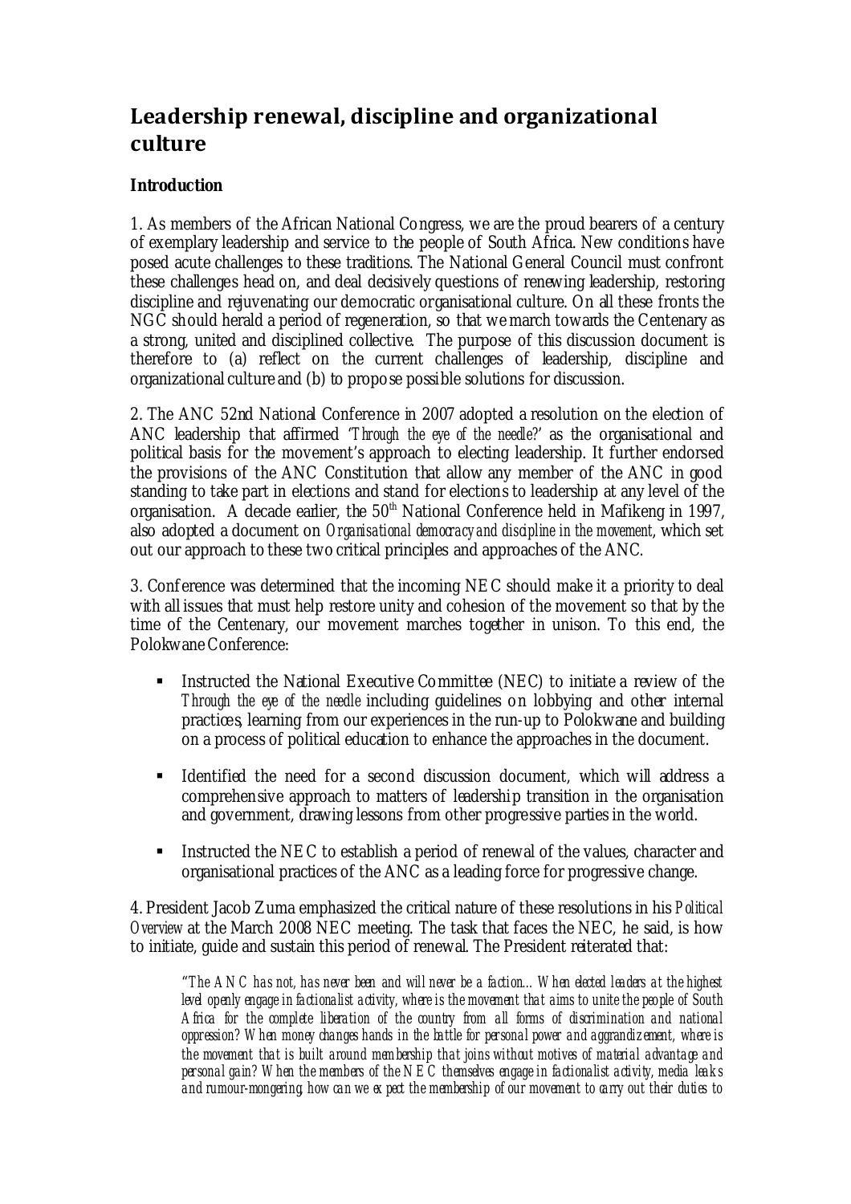# Leadership renewal, discipline and organizational culture

**Introduction**

1. As members of the African National Congress, we are the proud bearers of a century of exemplary leadership and service to the people of South Africa. New conditions have posed acute challenges to these traditions. The National General Council must confront these challenges head on, and deal decisively questions of renewing leadership, restoring discipline and rejuvenating our democratic organisational culture. On all these fronts the NGC should herald a period of regeneration, so that we march towards the Centenary as a strong, united and disciplined collective. The purpose of this discussion document is therefore to (a) reflect on the current challenges of leadership, discipline and organizational culture and (b) to propose possible solutions for discussion.

2. The ANC 52nd National Conference in 2007 adopted a resolution on the election of ANC leadership that affirmed *'Through the eye of the needle?'* as the organisational and political basis for the movement's approach to electing leadership. It further endorsed the provisions of the ANC Constitution that allow any member of the ANC in good standing to take part in elections and stand for elections to leadership at any level of the organisation. A decade earlier, the 50th National Conference held in Mafikeng in 1997, also adopted a document on *Organisational democracy and discipline in the movement*, which set out our approach to these two critical principles and approaches of the ANC.

3. Conference was determined that the incoming NEC should make it a priority to deal with all issues that must help restore unity and cohesion of the movement so that by the time of the Centenary, our movement marches together in unison. To this end, the Polokwane Conference:

- Instructed the National Executive Committee (NEC) to initiate a review of the *Through the eye of the needle* including guidelines on lobbying and other internal practices, learning from our experiences in the run-up to Polokwane and building on a process of political education to enhance the approaches in the document.
- Identified the need for a second discussion document, which will address a comprehensive approach to matters of leadership transition in the organisation and government, drawing lessons from other progressive parties in the world.
- Instructed the NEC to establish a period of renewal of the values, character and organisational practices of the ANC as a leading force for progressive change.

4. President Jacob Zuma emphasized the critical nature of these resolutions in his *Political Overview* at the March 2008 NEC meeting. The task that faces the NEC, he said, is how to initiate, guide and sustain this period of renewal. The President reiterated that:

> *"The ANC has not, has never been and will never be a faction... When elected leaders at the highest level openly engage in factionalist activity, where is the movement that aims to unite the people of South Africa for the complete liberation of the country from all forms of discrimination and national oppression? When money changes hands in the battle for personal power and aggrandizement, where is the movement that is built around membership that joins without motives of material advantage and personal gain? When the members of the NEC themselves engage in factionalist activity, media leaks and rumour-mongering, how can we expect the membership of our movement to carry out their duties to*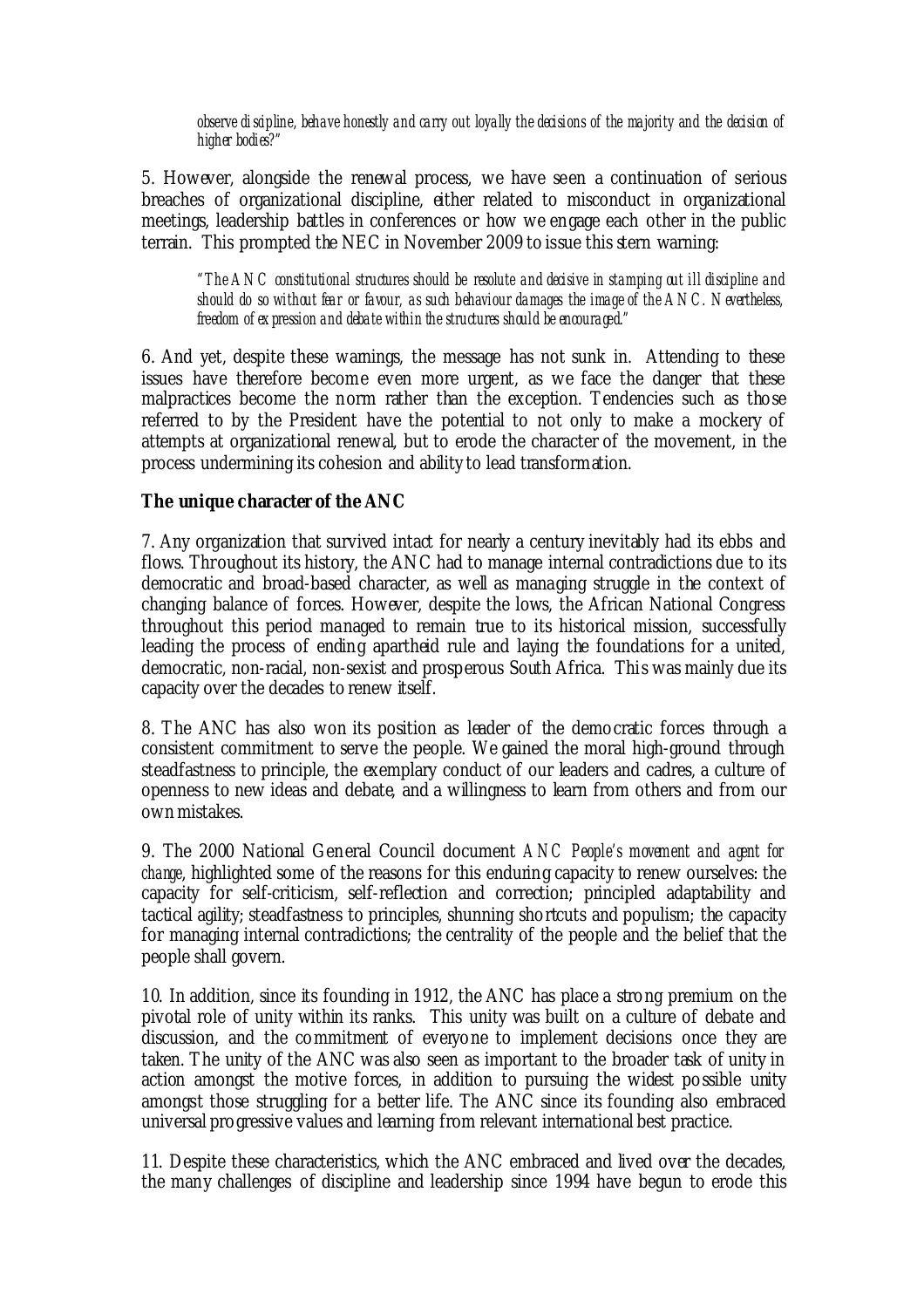*observe discipline, behave honestly and carry out loyally the decisions of the majority and the decision of higher bodies?"*

5. However, alongside the renewal process, we have seen a continuation of serious breaches of organizational discipline, either related to misconduct in organizational meetings, leadership battles in conferences or how we engage each other in the public terrain. This prompted the NEC in November 2009 to issue this stern warning:

> *"The ANC constitutional structures should be resolute and decisive in stamping out ill discipline and should do so without fear or favour, as such behaviour damages the image of the ANC. Nevertheless, freedom of expression and debate within the structures should be encouraged."*

6. And yet, despite these warnings, the message has not sunk in. Attending to these issues have therefore become even more urgent, as we face the danger that these malpractices become the norm rather than the exception. Tendencies such as those referred to by the President have the potential to not only to make a mockery of attempts at organizational renewal, but to erode the character of the movement, in the process undermining its cohesion and ability to lead transformation.

**The unique character of the ANC**

7. Any organization that survived intact for nearly a century inevitably had its ebbs and flows. Throughout its history, the ANC had to manage internal contradictions due to its democratic and broad-based character, as well as managing struggle in the context of changing balance of forces. However, despite the lows, the African National Congress throughout this period managed to remain true to its historical mission, successfully leading the process of ending apartheid rule and laying the foundations for a united, democratic, non-racial, non-sexist and prosperous South Africa. This was mainly due its capacity over the decades to renew itself.

8. The ANC has also won its position as leader of the democratic forces through a consistent commitment to serve the people. We gained the moral high-ground through steadfastness to principle, the exemplary conduct of our leaders and cadres, a culture of openness to new ideas and debate, and a willingness to learn from others and from our own mistakes.

9. The 2000 National General Council document *ANC People's movement and agent for change*, highlighted some of the reasons for this enduring capacity to renew ourselves: the capacity for self-criticism, self-reflection and correction; principled adaptability and tactical agility; steadfastness to principles, shunning shortcuts and populism; the capacity for managing internal contradictions; the centrality of the people and the belief that the people shall govern.

10. In addition, since its founding in 1912, the ANC has place a strong premium on the pivotal role of unity within its ranks. This unity was built on a culture of debate and discussion, and the commitment of everyone to implement decisions once they are taken. The unity of the ANC was also seen as important to the broader task of unity in action amongst the motive forces, in addition to pursuing the widest possible unity amongst those struggling for a better life. The ANC since its founding also embraced universal progressive values and learning from relevant international best practice.

11. Despite these characteristics, which the ANC embraced and lived over the decades, the many challenges of discipline and leadership since 1994 have begun to erode this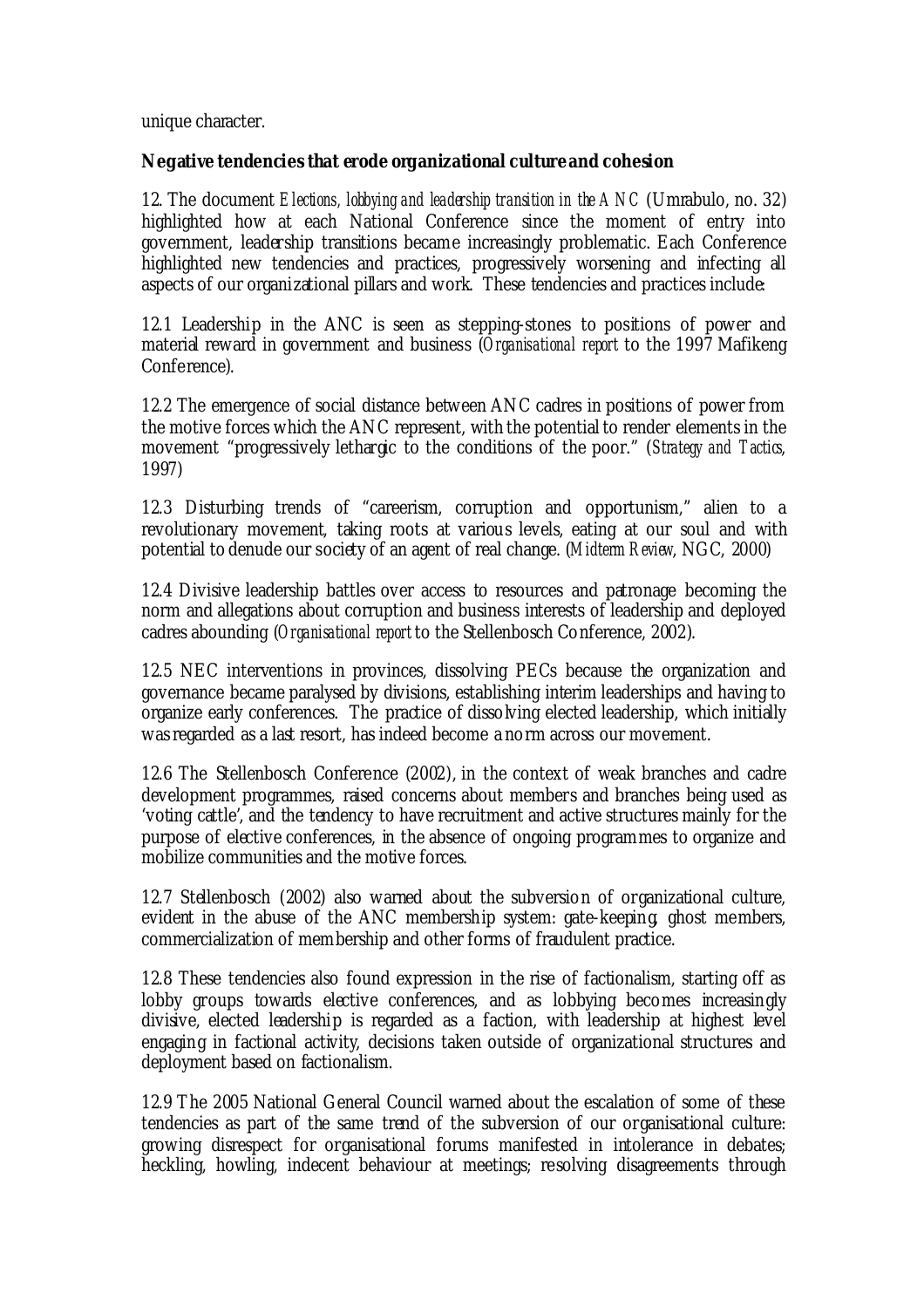unique character.

**Negative tendencies that erode organizational culture and cohesion**

12. The document *Elections, lobbying and leadership transition in the ANC* (Umrabulo, no. 32) highlighted how at each National Conference since the moment of entry into government, leadership transitions became increasingly problematic. Each Conference highlighted new tendencies and practices, progressively worsening and infecting all aspects of our organizational pillars and work. These tendencies and practices include:

12.1 Leadership in the ANC is seen as stepping-stones to positions of power and material reward in government and business (*Organisational report* to the 1997 Mafikeng Conference).

12.2 The emergence of social distance between ANC cadres in positions of power from the motive forces which the ANC represent, with the potential to render elements in the movement "progressively lethargic to the conditions of the poor." (*Strategy and Tactics*, 1997)

12.3 Disturbing trends of "careerism, corruption and opportunism," alien to a revolutionary movement, taking roots at various levels, eating at our soul and with potential to denude our society of an agent of real change. (*Midterm Review*, NGC, 2000)

12.4 Divisive leadership battles over access to resources and patronage becoming the norm and allegations about corruption and business interests of leadership and deployed cadres abounding (*Organisational report* to the Stellenbosch Conference, 2002).

12.5 NEC interventions in provinces, dissolving PECs because the organization and governance became paralysed by divisions, establishing interim leaderships and having to organize early conferences. The practice of dissolving elected leadership, which initially was regarded as a last resort, has indeed become a norm across our movement.

12.6 The Stellenbosch Conference (2002), in the context of weak branches and cadre development programmes, raised concerns about members and branches being used as 'voting cattle', and the tendency to have recruitment and active structures mainly for the purpose of elective conferences, in the absence of ongoing programmes to organize and mobilize communities and the motive forces.

12.7 Stellenbosch (2002) also warned about the subversion of organizational culture, evident in the abuse of the ANC membership system: gate-keeping, ghost members, commercialization of membership and other forms of fraudulent practice.

12.8 These tendencies also found expression in the rise of factionalism, starting off as lobby groups towards elective conferences, and as lobbying becomes increasingly divisive, elected leadership is regarded as a faction, with leadership at highest level engaging in factional activity, decisions taken outside of organizational structures and deployment based on factionalism.

12.9 The 2005 National General Council warned about the escalation of some of these tendencies as part of the same trend of the subversion of our organisational culture: growing disrespect for organisational forums manifested in intolerance in debates; heckling, howling, indecent behaviour at meetings; resolving disagreements through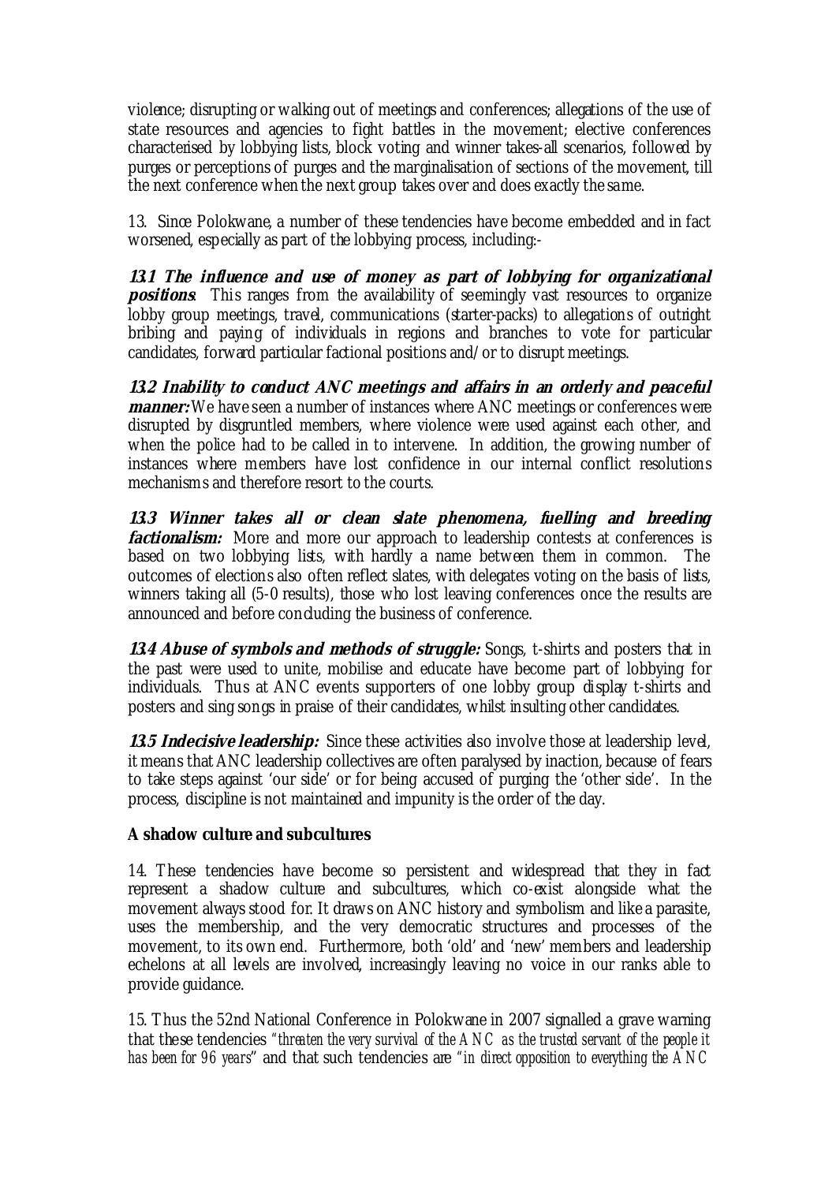violence; disrupting or walking out of meetings and conferences; allegations of the use of state resources and agencies to fight battles in the movement; elective conferences characterised by lobbying lists, block voting and winner takes-all scenarios, followed by purges or perceptions of purges and the marginalisation of sections of the movement, till the next conference when the next group takes over and does exactly the same.

13. Since Polokwane, a number of these tendencies have become embedded and in fact worsened, especially as part of the lobbying process, including:-

***13.1 The influence and use of money as part of lobbying for organizational positions*:** This ranges from the availability of seemingly vast resources to organize lobby group meetings, travel, communications (starter-packs) to allegations of outright bribing and paying of individuals in regions and branches to vote for particular candidates, forward particular factional positions and/or to disrupt meetings.

***13.2 Inability to conduct ANC meetings and affairs in an orderly and peaceful manner:*** We have seen a number of instances where ANC meetings or conferences were disrupted by disgruntled members, where violence were used against each other, and when the police had to be called in to intervene. In addition, the growing number of instances where members have lost confidence in our internal conflict resolutions mechanisms and therefore resort to the courts.

***13.3 Winner takes all or clean slate phenomena, fuelling and breeding factionalism:*** More and more our approach to leadership contests at conferences is based on two lobbying lists, with hardly a name between them in common. The outcomes of elections also often reflect slates, with delegates voting on the basis of lists, winners taking all (5-0 results), those who lost leaving conferences once the results are announced and before concluding the business of conference.

***13.4 Abuse of symbols and methods of struggle:*** Songs, t-shirts and posters that in the past were used to unite, mobilise and educate have become part of lobbying for individuals. Thus at ANC events supporters of one lobby group display t-shirts and posters and sing songs in praise of their candidates, whilst insulting other candidates.

***13.5 Indecisive leadership:*** Since these activities also involve those at leadership level, it means that ANC leadership collectives are often paralysed by inaction, because of fears to take steps against 'our side' or for being accused of purging the 'other side'. In the process, discipline is not maintained and impunity is the order of the day.

**A shadow culture and subcultures**

14. These tendencies have become so persistent and widespread that they in fact represent a shadow culture and subcultures, which co-exist alongside what the movement always stood for. It draws on ANC history and symbolism and like a parasite, uses the membership, and the very democratic structures and processes of the movement, to its own end. Furthermore, both 'old' and 'new' members and leadership echelons at all levels are involved, increasingly leaving no voice in our ranks able to provide guidance.

15. Thus the 52nd National Conference in Polokwane in 2007 signalled a grave warning that these tendencies *"threaten the very survival of the ANC as the trusted servant of the people it has been for 96 years"* and that such tendencies are *"in direct opposition to everything the ANC*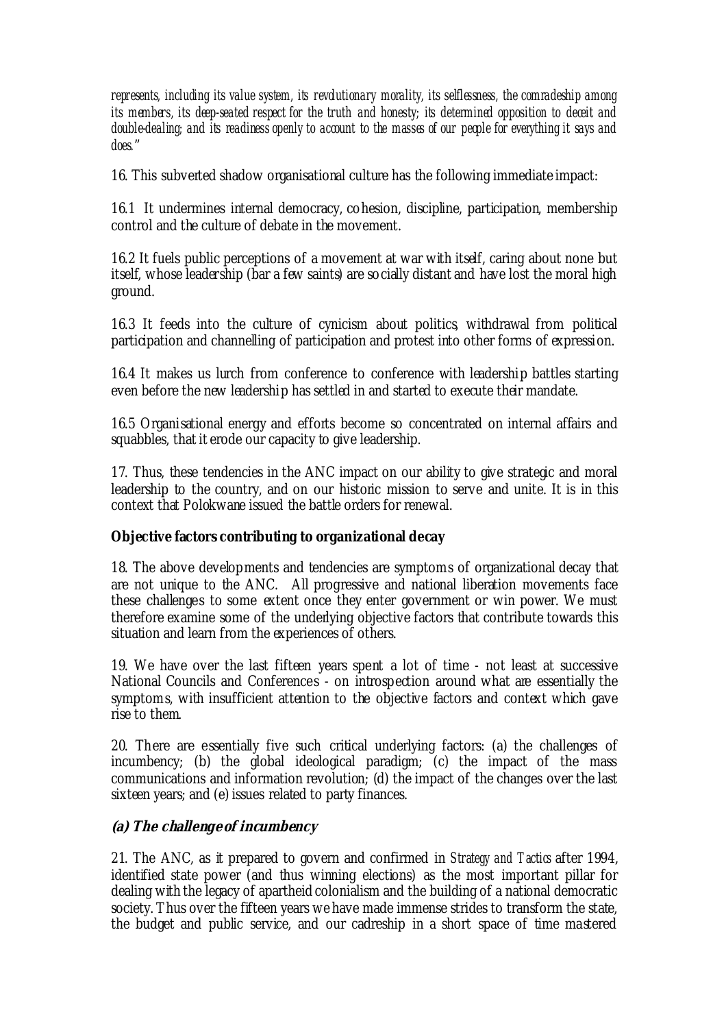*represents, including its value system, its revolutionary morality, its selflessness, the comradeship among its members, its deep-seated respect for the truth and honesty; its determined opposition to deceit and double-dealing; and its readiness openly to account to the masses of our people for everything it says and does."*

16. This subverted shadow organisational culture has the following immediate impact:

16.1 It undermines internal democracy, cohesion, discipline, participation, membership control and the culture of debate in the movement.

16.2 It fuels public perceptions of a movement at war with itself, caring about none but itself, whose leadership (bar a few saints) are socially distant and have lost the moral high ground.

16.3 It feeds into the culture of cynicism about politics, withdrawal from political participation and channelling of participation and protest into other forms of expression.

16.4 It makes us lurch from conference to conference with leadership battles starting even before the new leadership has settled in and started to execute their mandate.

16.5 Organisational energy and efforts become so concentrated on internal affairs and squabbles, that it erode our capacity to give leadership.

17. Thus, these tendencies in the ANC impact on our ability to give strategic and moral leadership to the country, and on our historic mission to serve and unite. It is in this context that Polokwane issued the battle orders for renewal.

**Objective factors contributing to organizational decay**

18. The above developments and tendencies are symptoms of organizational decay that are not unique to the ANC. All progressive and national liberation movements face these challenges to some extent once they enter government or win power. We must therefore examine some of the underlying objective factors that contribute towards this situation and learn from the experiences of others.

19. We have over the last fifteen years spent a lot of time - not least at successive National Councils and Conferences - on introspection around what are essentially the symptoms, with insufficient attention to the objective factors and context which gave rise to them.

20. There are essentially five such critical underlying factors: (a) the challenges of incumbency; (b) the global ideological paradigm; (c) the impact of the mass communications and information revolution; (d) the impact of the changes over the last sixteen years; and (e) issues related to party finances.

***(a) The challenge of incumbency***

21. The ANC, as it prepared to govern and confirmed in *Strategy and Tactics* after 1994, identified state power (and thus winning elections) as the most important pillar for dealing with the legacy of apartheid colonialism and the building of a national democratic society. Thus over the fifteen years we have made immense strides to transform the state, the budget and public service, and our cadreship in a short space of time mastered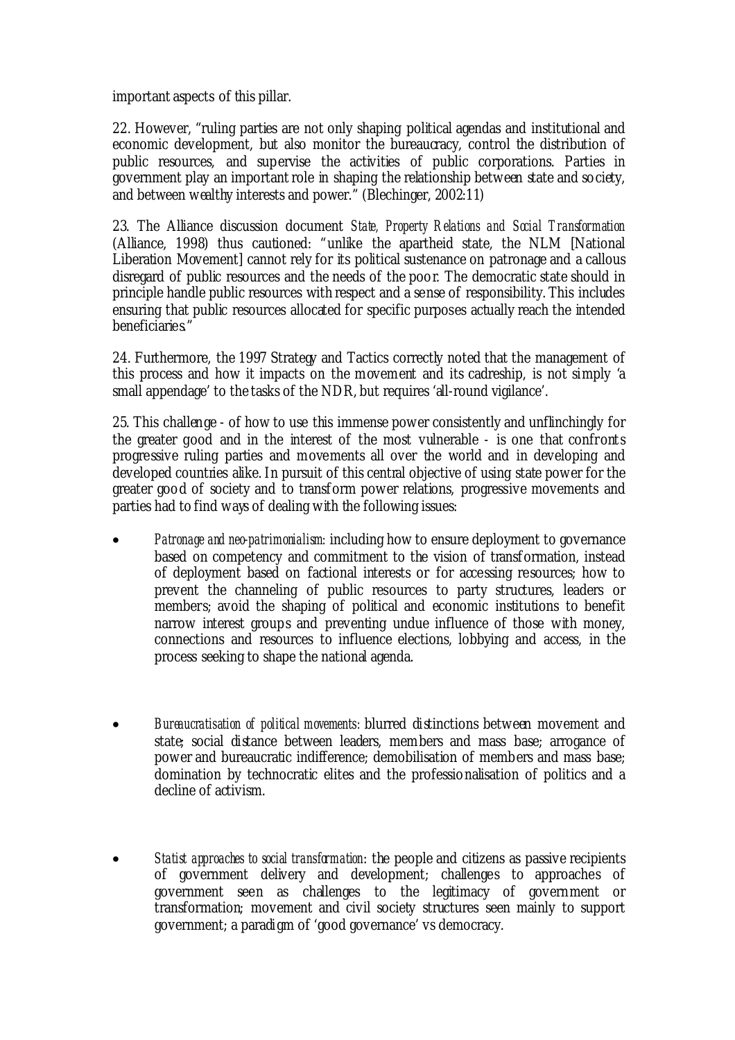important aspects of this pillar.

22. However, "ruling parties are not only shaping political agendas and institutional and economic development, but also monitor the bureaucracy, control the distribution of public resources, and supervise the activities of public corporations. Parties in government play an important role in shaping the relationship between state and society, and between wealthy interests and power." (Blechinger, 2002:11)

23. The Alliance discussion document *State, Property Relations and Social Transformation* (Alliance, 1998) thus cautioned: "unlike the apartheid state, the NLM [National Liberation Movement] cannot rely for its political sustenance on patronage and a callous disregard of public resources and the needs of the poor. The democratic state should in principle handle public resources with respect and a sense of responsibility. This includes ensuring that public resources allocated for specific purposes actually reach the intended beneficiaries."

24. Furthermore, the 1997 Strategy and Tactics correctly noted that the management of this process and how it impacts on the movement and its cadreship, is not simply 'a small appendage' to the tasks of the NDR, but requires 'all-round vigilance'.

25. This challenge - of how to use this immense power consistently and unflinchingly for the greater good and in the interest of the most vulnerable - is one that confronts progressive ruling parties and movements all over the world and in developing and developed countries alike. In pursuit of this central objective of using state power for the greater good of society and to transform power relations, progressive movements and parties had to find ways of dealing with the following issues:

- *Patronage and neo-patrimonialism*: including how to ensure deployment to governance based on competency and commitment to the vision of transformation, instead of deployment based on factional interests or for accessing resources; how to prevent the channeling of public resources to party structures, leaders or members; avoid the shaping of political and economic institutions to benefit narrow interest groups and preventing undue influence of those with money, connections and resources to influence elections, lobbying and access, in the process seeking to shape the national agenda.

- *Bureaucratisation of political movements*: blurred distinctions between movement and state; social distance between leaders, members and mass base; arrogance of power and bureaucratic indifference; demobilisation of members and mass base; domination by technocratic elites and the professionalisation of politics and a decline of activism.

- *Statist approaches to social transformation*: the people and citizens as passive recipients of government delivery and development; challenges to approaches of government seen as challenges to the legitimacy of government or transformation; movement and civil society structures seen mainly to support government; a paradigm of 'good governance' vs democracy.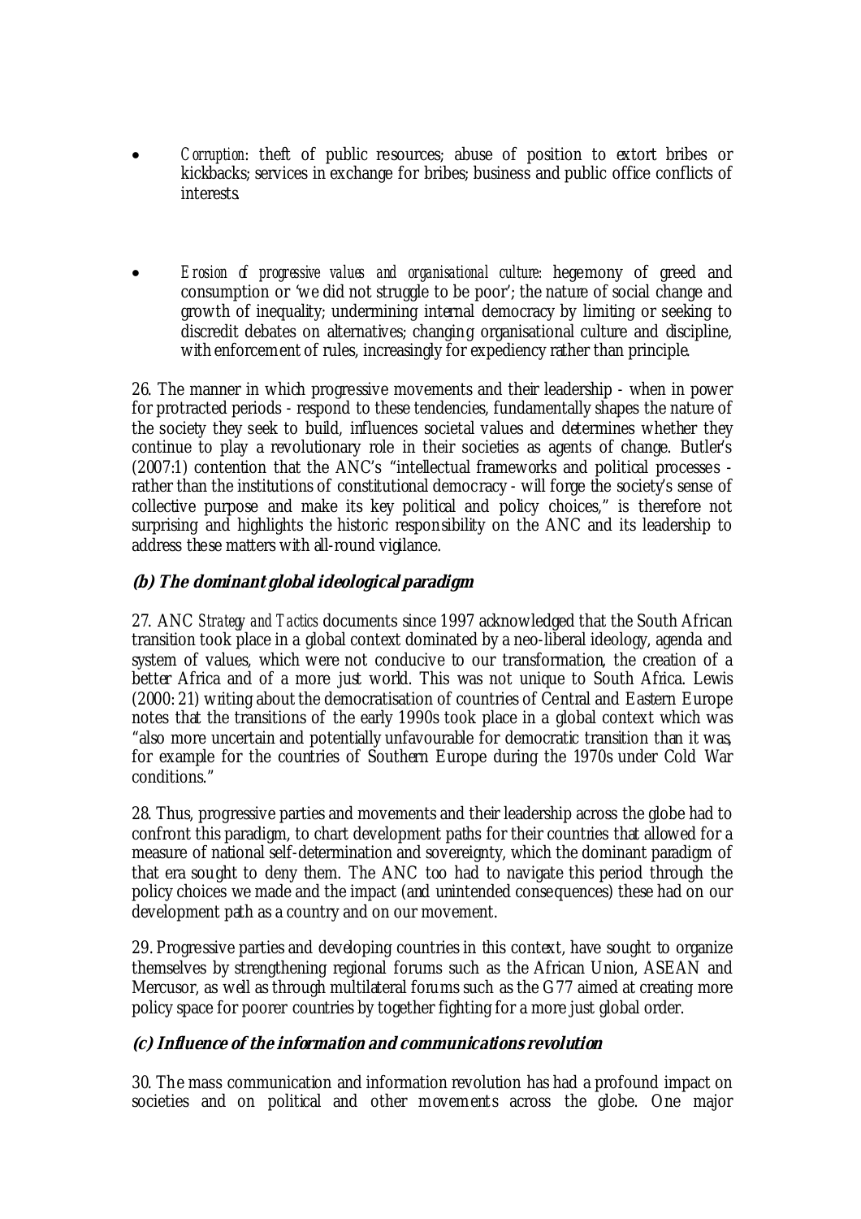- *Corruption*: theft of public resources; abuse of position to extort bribes or kickbacks; services in exchange for bribes; business and public office conflicts of interests.

- *Erosion of progressive values and organisational culture:* hegemony of greed and consumption or 'we did not struggle to be poor'; the nature of social change and growth of inequality; undermining internal democracy by limiting or seeking to discredit debates on alternatives; changing organisational culture and discipline, with enforcement of rules, increasingly for expediency rather than principle.

26. The manner in which progressive movements and their leadership - when in power for protracted periods - respond to these tendencies, fundamentally shapes the nature of the society they seek to build, influences societal values and determines whether they continue to play a revolutionary role in their societies as agents of change. Butler's (2007:1) contention that the ANC's "intellectual frameworks and political processes - rather than the institutions of constitutional democracy - will forge the society's sense of collective purpose and make its key political and policy choices," is therefore not surprising and highlights the historic responsibility on the ANC and its leadership to address these matters with all-round vigilance.

### (b) The dominant global ideological paradigm

27. ANC *Strategy and Tactics* documents since 1997 acknowledged that the South African transition took place in a global context dominated by a neo-liberal ideology, agenda and system of values, which were not conducive to our transformation, the creation of a better Africa and of a more just world. This was not unique to South Africa. Lewis (2000: 21) writing about the democratisation of countries of Central and Eastern Europe notes that the transitions of the early 1990s took place in a global context which was "also more uncertain and potentially unfavourable for democratic transition than it was, for example for the countries of Southern Europe during the 1970s under Cold War conditions."

28. Thus, progressive parties and movements and their leadership across the globe had to confront this paradigm, to chart development paths for their countries that allowed for a measure of national self-determination and sovereignty, which the dominant paradigm of that era sought to deny them. The ANC too had to navigate this period through the policy choices we made and the impact (and unintended consequences) these had on our development path as a country and on our movement.

29. Progressive parties and developing countries in this context, have sought to organize themselves by strengthening regional forums such as the African Union, ASEAN and Mercusor, as well as through multilateral forums such as the G77 aimed at creating more policy space for poorer countries by together fighting for a more just global order.

### (c) Influence of the information and communications revolution

30. The mass communication and information revolution has had a profound impact on societies and on political and other movements across the globe. One major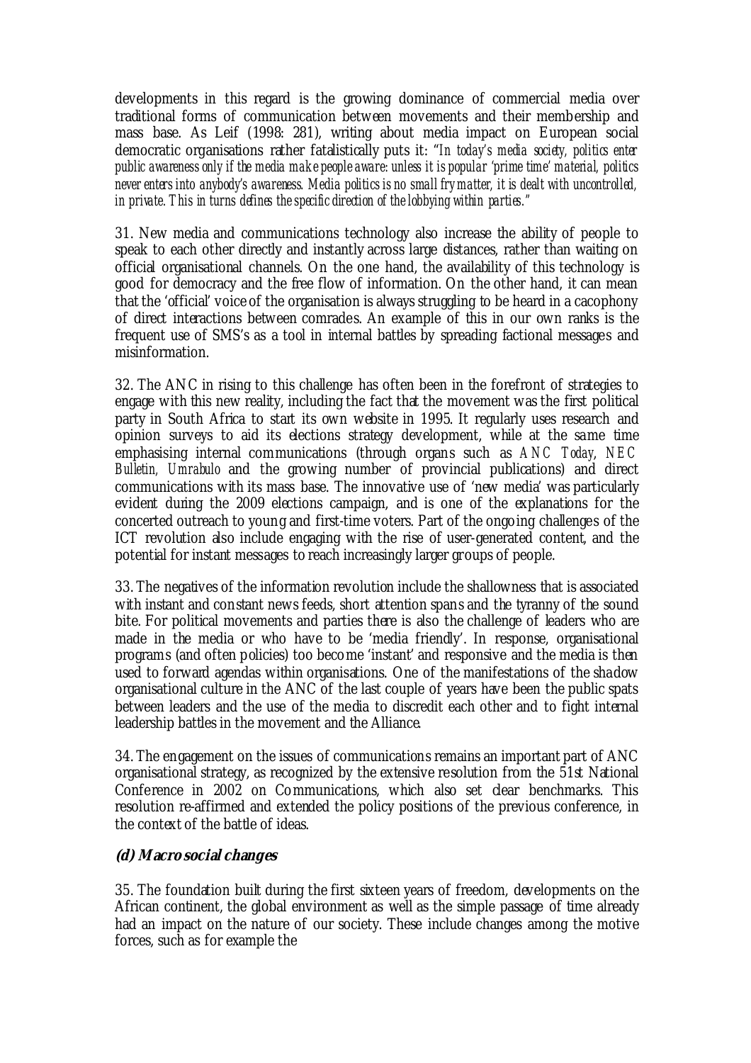developments in this regard is the growing dominance of commercial media over traditional forms of communication between movements and their membership and mass base. As Leif (1998: 281), writing about media impact on European social democratic organisations rather fatalistically puts it: "*In today's media society, politics enter public awareness only if the media make people aware: unless it is popular 'prime time' material, politics never enters into anybody's awareness. Media politics is no small fry matter, it is dealt with uncontrolled, in private. This in turns defines the specific direction of the lobbying within parties.*"

31. New media and communications technology also increase the ability of people to speak to each other directly and instantly across large distances, rather than waiting on official organisational channels. On the one hand, the availability of this technology is good for democracy and the free flow of information. On the other hand, it can mean that the 'official' voice of the organisation is always struggling to be heard in a cacophony of direct interactions between comrades. An example of this in our own ranks is the frequent use of SMS's as a tool in internal battles by spreading factional messages and misinformation.

32. The ANC in rising to this challenge has often been in the forefront of strategies to engage with this new reality, including the fact that the movement was the first political party in South Africa to start its own website in 1995. It regularly uses research and opinion surveys to aid its elections strategy development, while at the same time emphasising internal communications (through organs such as *ANC Today, NEC Bulletin, Umrabulo* and the growing number of provincial publications) and direct communications with its mass base. The innovative use of 'new media' was particularly evident during the 2009 elections campaign, and is one of the explanations for the concerted outreach to young and first-time voters. Part of the ongoing challenges of the ICT revolution also include engaging with the rise of user-generated content, and the potential for instant messages to reach increasingly larger groups of people.

33. The negatives of the information revolution include the shallowness that is associated with instant and constant news feeds, short attention spans and the tyranny of the sound bite. For political movements and parties there is also the challenge of leaders who are made in the media or who have to be 'media friendly'. In response, organisational programs (and often policies) too become 'instant' and responsive and the media is then used to forward agendas within organisations. One of the manifestations of the shadow organisational culture in the ANC of the last couple of years have been the public spats between leaders and the use of the media to discredit each other and to fight internal leadership battles in the movement and the Alliance.

34. The engagement on the issues of communications remains an important part of ANC organisational strategy, as recognized by the extensive resolution from the 51st National Conference in 2002 on Communications, which also set clear benchmarks. This resolution re-affirmed and extended the policy positions of the previous conference, in the context of the battle of ideas.

### *(d) Macro social changes*

35. The foundation built during the first sixteen years of freedom, developments on the African continent, the global environment as well as the simple passage of time already had an impact on the nature of our society. These include changes among the motive forces, such as for example the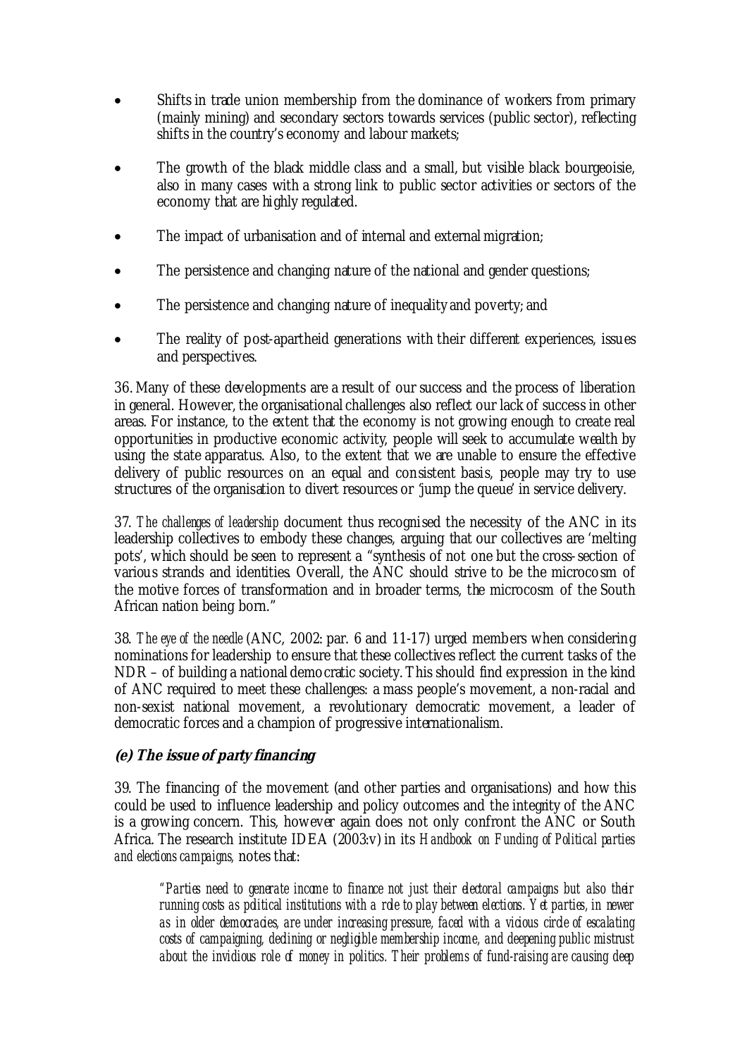- Shifts in trade union membership from the dominance of workers from primary (mainly mining) and secondary sectors towards services (public sector), reflecting shifts in the country's economy and labour markets;

- The growth of the black middle class and a small, but visible black bourgeoisie, also in many cases with a strong link to public sector activities or sectors of the economy that are highly regulated.

- The impact of urbanisation and of internal and external migration;

- The persistence and changing nature of the national and gender questions;

- The persistence and changing nature of inequality and poverty; and

- The reality of post-apartheid generations with their different experiences, issues and perspectives.

36. Many of these developments are a result of our success and the process of liberation in general. However, the organisational challenges also reflect our lack of success in other areas. For instance, to the extent that the economy is not growing enough to create real opportunities in productive economic activity, people will seek to accumulate wealth by using the state apparatus. Also, to the extent that we are unable to ensure the effective delivery of public resources on an equal and consistent basis, people may try to use structures of the organisation to divert resources or 'jump the queue' in service delivery.

37. *The challenges of leadership* document thus recognised the necessity of the ANC in its leadership collectives to embody these changes, arguing that our collectives are 'melting pots', which should be seen to represent a "synthesis of not one but the cross-section of various strands and identities. Overall, the ANC should strive to be the microcosm of the motive forces of transformation and in broader terms, the microcosm of the South African nation being born."

38. *The eye of the needle* (ANC, 2002: par. 6 and 11-17) urged members when considering nominations for leadership to ensure that these collectives reflect the current tasks of the NDR – of building a national democratic society. This should find expression in the kind of ANC required to meet these challenges: a mass people's movement, a non-racial and non-sexist national movement, a revolutionary democratic movement, a leader of democratic forces and a champion of progressive internationalism.

### (e) The issue of party financing

39. The financing of the movement (and other parties and organisations) and how this could be used to influence leadership and policy outcomes and the integrity of the ANC is a growing concern. This, however again does not only confront the ANC or South Africa. The research institute IDEA (2003:v) in its *Handbook on Funding of Political parties and elections campaigns,* notes that:

> *"Parties need to generate income to finance not just their electoral campaigns but also their running costs as political institutions with a role to play between elections. Yet parties, in newer as in older democracies, are under increasing pressure, faced with a vicious circle of escalating costs of campaigning, declining or negligible membership income, and deepening public mistrust about the invidious role of money in politics. Their problems of fund-raising are causing deep*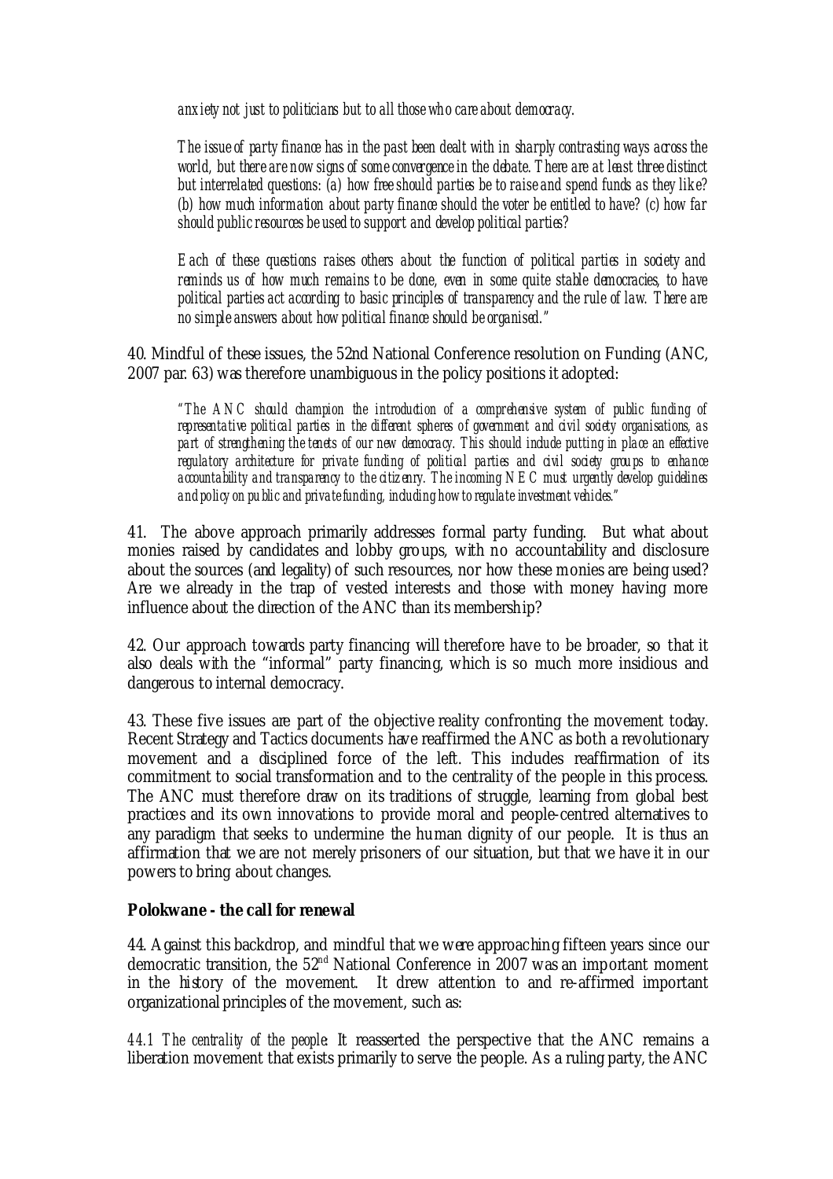*anxiety not just to politicians but to all those who care about democracy.*

*The issue of party finance has in the past been dealt with in sharply contrasting ways across the world, but there are now signs of some convergence in the debate. There are at least three distinct but interrelated questions: (a) how free should parties be to raise and spend funds as they like? (b) how much information about party finance should the voter be entitled to have? (c) how far should public resources be used to support and develop political parties?*

*Each of these questions raises others about the function of political parties in society and reminds us of how much remains to be done, even in some quite stable democracies, to have political parties act according to basic principles of transparency and the rule of law. There are no simple answers about how political finance should be organised."*

40. Mindful of these issues, the 52nd National Conference resolution on Funding (ANC, 2007 par. 63) was therefore unambiguous in the policy positions it adopted:

*"The ANC should champion the introduction of a comprehensive system of public funding of representative political parties in the different spheres of government and civil society organisations, as part of strengthening the tenets of our new democracy. This should include putting in place an effective regulatory architecture for private funding of political parties and civil society groups to enhance accountability and transparency to the citizenry. The incoming NEC must urgently develop guidelines and policy on public and private funding, including how to regulate investment vehicles."*

41. The above approach primarily addresses formal party funding. But what about monies raised by candidates and lobby groups, with no accountability and disclosure about the sources (and legality) of such resources, nor how these monies are being used? Are we already in the trap of vested interests and those with money having more influence about the direction of the ANC than its membership?

42. Our approach towards party financing will therefore have to be broader, so that it also deals with the "informal" party financing, which is so much more insidious and dangerous to internal democracy.

43. These five issues are part of the objective reality confronting the movement today. Recent Strategy and Tactics documents have reaffirmed the ANC as both a revolutionary movement and a disciplined force of the left. This includes reaffirmation of its commitment to social transformation and to the centrality of the people in this process. The ANC must therefore draw on its traditions of struggle, learning from global best practices and its own innovations to provide moral and people-centred alternatives to any paradigm that seeks to undermine the human dignity of our people. It is thus an affirmation that we are not merely prisoners of our situation, but that we have it in our powers to bring about changes.

**Polokwane - the call for renewal**

44. Against this backdrop, and mindful that we were approaching fifteen years since our democratic transition, the 52nd National Conference in 2007 was an important moment in the history of the movement. It drew attention to and re-affirmed important organizational principles of the movement, such as:

*44.1 The centrality of the people*: It reasserted the perspective that the ANC remains a liberation movement that exists primarily to serve the people. As a ruling party, the ANC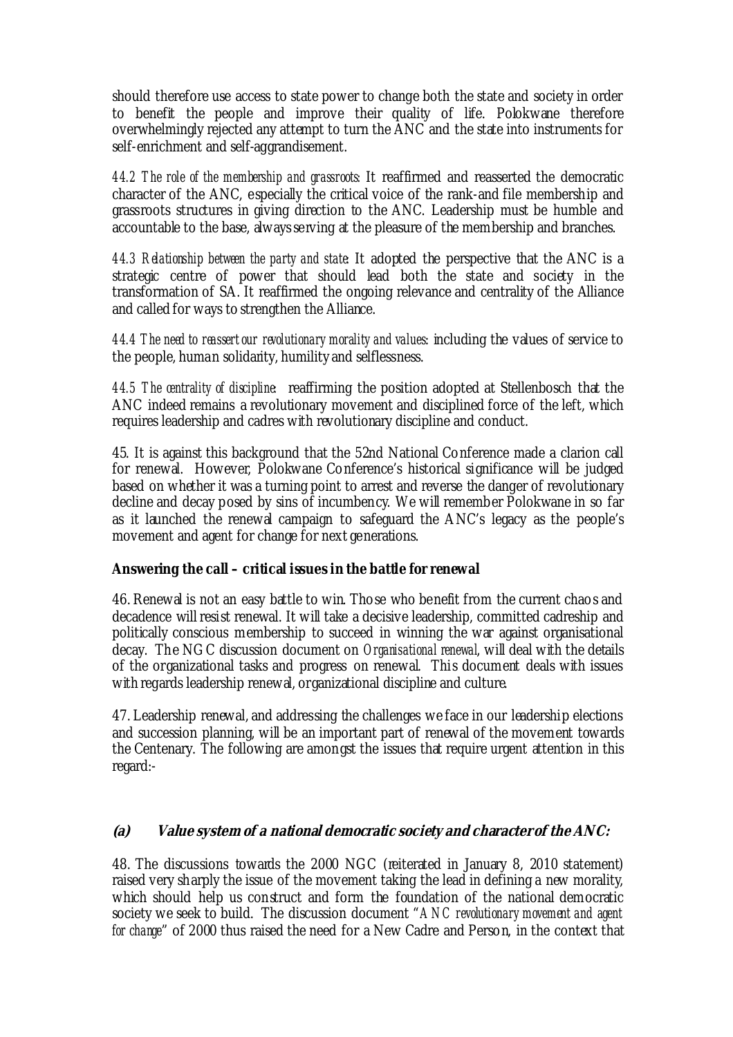should therefore use access to state power to change both the state and society in order to benefit the people and improve their quality of life. Polokwane therefore overwhelmingly rejected any attempt to turn the ANC and the state into instruments for self-enrichment and self-aggrandisement.

*44.2 The role of the membership and grassroots*: It reaffirmed and reasserted the democratic character of the ANC, especially the critical voice of the rank-and file membership and grassroots structures in giving direction to the ANC. Leadership must be humble and accountable to the base, always serving at the pleasure of the membership and branches.

*44.3 Relationship between the party and state*: It adopted the perspective that the ANC is a strategic centre of power that should lead both the state and society in the transformation of SA. It reaffirmed the ongoing relevance and centrality of the Alliance and called for ways to strengthen the Alliance.

*44.4 The need to reassert our revolutionary morality and values*: including the values of service to the people, human solidarity, humility and selflessness.

*44.5 The centrality of discipline*: reaffirming the position adopted at Stellenbosch that the ANC indeed remains a revolutionary movement and disciplined force of the left, which requires leadership and cadres with revolutionary discipline and conduct.

45. It is against this background that the 52nd National Conference made a clarion call for renewal. However, Polokwane Conference's historical significance will be judged based on whether it was a turning point to arrest and reverse the danger of revolutionary decline and decay posed by sins of incumbency. We will remember Polokwane in so far as it launched the renewal campaign to safeguard the ANC's legacy as the people's movement and agent for change for next generations.

**Answering the call – critical issues in the battle for renewal**

46. Renewal is not an easy battle to win. Those who benefit from the current chaos and decadence will resist renewal. It will take a decisive leadership, committed cadreship and politically conscious membership to succeed in winning the war against organisational decay. The NGC discussion document on *Organisational renewal*, will deal with the details of the organizational tasks and progress on renewal. This document deals with issues with regards leadership renewal, organizational discipline and culture.

47. Leadership renewal, and addressing the challenges we face in our leadership elections and succession planning, will be an important part of renewal of the movement towards the Centenary. The following are amongst the issues that require urgent attention in this regard:-

### *(a) Value system of a national democratic society and character of the ANC:*

48. The discussions towards the 2000 NGC (reiterated in January 8, 2010 statement) raised very sharply the issue of the movement taking the lead in defining a new morality, which should help us construct and form the foundation of the national democratic society we seek to build. The discussion document "*ANC revolutionary movement and agent for change*" of 2000 thus raised the need for a New Cadre and Person, in the context that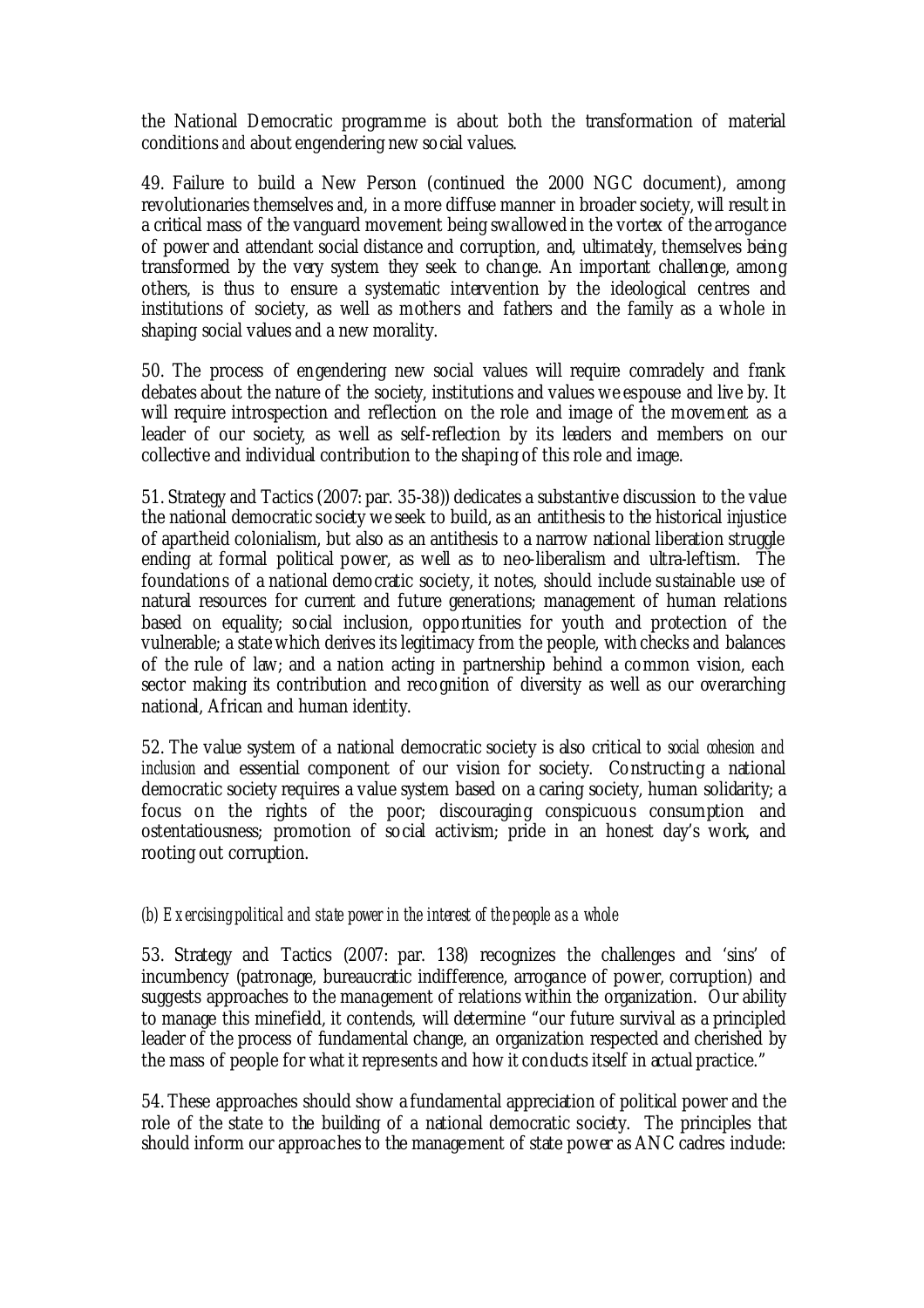the National Democratic programme is about both the transformation of material conditions *and* about engendering new social values.

49. Failure to build a New Person (continued the 2000 NGC document), among revolutionaries themselves and, in a more diffuse manner in broader society, will result in a critical mass of the vanguard movement being swallowed in the vortex of the arrogance of power and attendant social distance and corruption, and, ultimately, themselves being transformed by the very system they seek to change. An important challenge, among others, is thus to ensure a systematic intervention by the ideological centres and institutions of society, as well as mothers and fathers and the family as a whole in shaping social values and a new morality.

50. The process of engendering new social values will require comradely and frank debates about the nature of the society, institutions and values we espouse and live by. It will require introspection and reflection on the role and image of the movement as a leader of our society, as well as self-reflection by its leaders and members on our collective and individual contribution to the shaping of this role and image.

51. Strategy and Tactics (2007: par. 35-38)) dedicates a substantive discussion to the value the national democratic society we seek to build, as an antithesis to the historical injustice of apartheid colonialism, but also as an antithesis to a narrow national liberation struggle ending at formal political power, as well as to neo-liberalism and ultra-leftism. The foundations of a national democratic society, it notes, should include sustainable use of natural resources for current and future generations; management of human relations based on equality; social inclusion, opportunities for youth and protection of the vulnerable; a state which derives its legitimacy from the people, with checks and balances of the rule of law; and a nation acting in partnership behind a common vision, each sector making its contribution and recognition of diversity as well as our overarching national, African and human identity.

52. The value system of a national democratic society is also critical to *social cohesion and inclusion* and essential component of our vision for society. Constructing a national democratic society requires a value system based on a caring society, human solidarity; a focus on the rights of the poor; discouraging conspicuous consumption and ostentatiousness; promotion of social activism; pride in an honest day's work, and rooting out corruption.

*(b) Exercising political and state power in the interest of the people as a whole*

53. Strategy and Tactics (2007: par. 138) recognizes the challenges and 'sins' of incumbency (patronage, bureaucratic indifference, arrogance of power, corruption) and suggests approaches to the management of relations within the organization. Our ability to manage this minefield, it contends, will determine "our future survival as a principled leader of the process of fundamental change, an organization respected and cherished by the mass of people for what it represents and how it conducts itself in actual practice."

54. These approaches should show a fundamental appreciation of political power and the role of the state to the building of a national democratic society. The principles that should inform our approaches to the management of state power as ANC cadres include: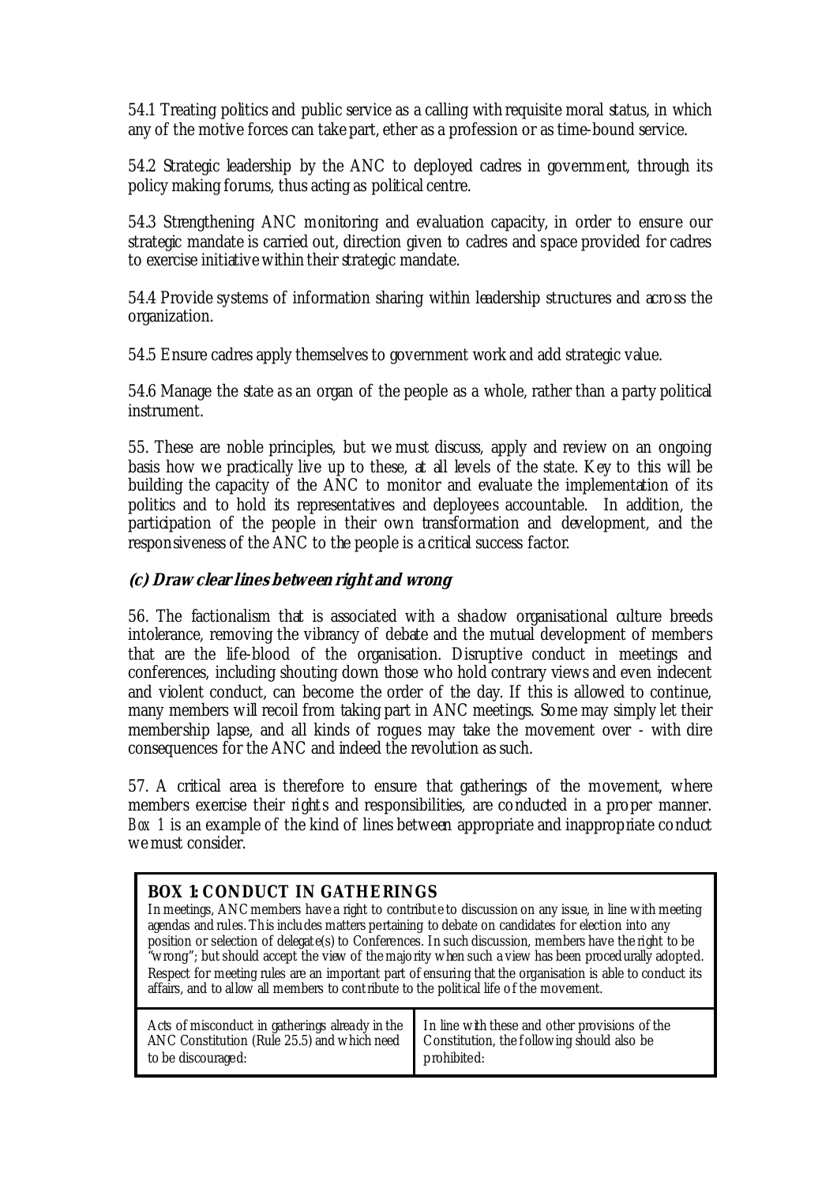54.1 Treating politics and public service as a calling with requisite moral status, in which any of the motive forces can take part, ether as a profession or as time-bound service.

54.2 Strategic leadership by the ANC to deployed cadres in government, through its policy making forums, thus acting as political centre.

54.3 Strengthening ANC monitoring and evaluation capacity, in order to ensure our strategic mandate is carried out, direction given to cadres and space provided for cadres to exercise initiative within their strategic mandate.

54.4 Provide systems of information sharing within leadership structures and across the organization.

54.5 Ensure cadres apply themselves to government work and add strategic value.

54.6 Manage the state as an organ of the people as a whole, rather than a party political instrument.

55. These are noble principles, but we must discuss, apply and review on an ongoing basis how we practically live up to these, at all levels of the state. Key to this will be building the capacity of the ANC to monitor and evaluate the implementation of its politics and to hold its representatives and deployees accountable. In addition, the participation of the people in their own transformation and development, and the responsiveness of the ANC to the people is a critical success factor.

### *(c) Draw clear lines between right and wrong*

56. The factionalism that is associated with a shadow organisational culture breeds intolerance, removing the vibrancy of debate and the mutual development of members that are the life-blood of the organisation. Disruptive conduct in meetings and conferences, including shouting down those who hold contrary views and even indecent and violent conduct, can become the order of the day. If this is allowed to continue, many members will recoil from taking part in ANC meetings. Some may simply let their membership lapse, and all kinds of rogues may take the movement over - with dire consequences for the ANC and indeed the revolution as such.

57. A critical area is therefore to ensure that gatherings of the movement, where members exercise their rights and responsibilities, are conducted in a proper manner. *Box 1* is an example of the kind of lines between appropriate and inappropriate conduct we must consider.

**BOX 1: CONDUCT IN GATHERINGS**

In meetings, ANC members have a right to contribute to discussion on any issue, in line with meeting agendas and rules. This includes matters pertaining to debate on candidates for election into any position or selection of delegate(s) to Conferences. In such discussion, members have the right to be "wrong"; but should accept the view of the majority when such a view has been procedurally adopted. Respect for meeting rules are an important part of ensuring that the organisation is able to conduct its affairs, and to allow all members to contribute to the political life of the movement.

| Acts of misconduct in gatherings already in the ANC Constitution (Rule 25.5) and which need to be discouraged: | In line with these and other provisions of the Constitution, the following should also be prohibited: |
|---|---|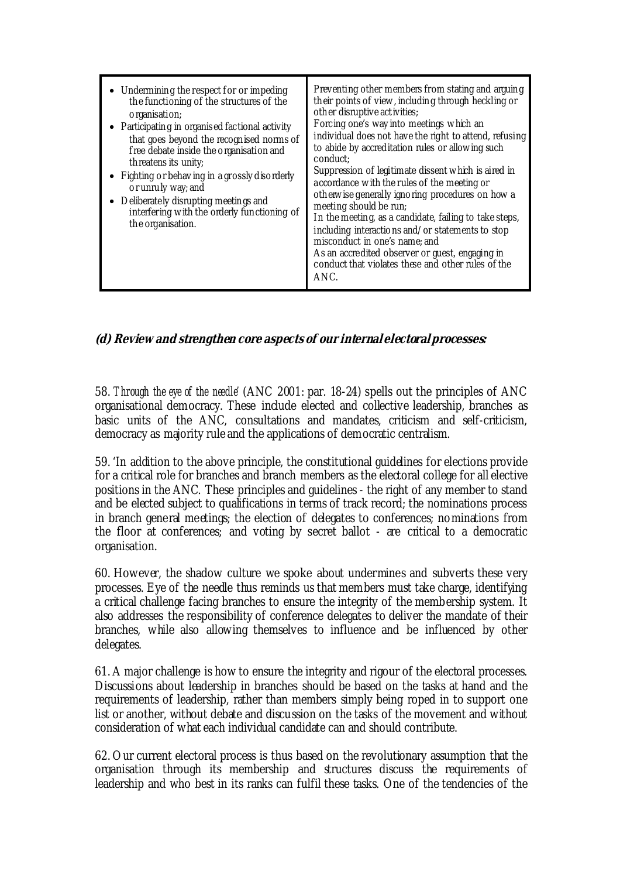| • Undermining the respect for or impeding the functioning of the structures of the organisation;<br>• Participating in organised factional activity that goes beyond the recognised norms of free debate inside the organisation and threatens its unity;<br>• Fighting or behaving in a grossly disorderly or unruly way; and<br>• Deliberately disrupting meetings and interfering with the orderly functioning of the organisation. | Preventing other members from stating and arguing their points of view, including through heckling or other disruptive activities;<br>Forcing one's way into meetings which an individual does not have the right to attend, refusing to abide by accreditation rules or allowing such conduct;<br>Suppression of legitimate dissent which is aired in accordance with the rules of the meeting or otherwise generally ignoring procedures on how a meeting should be run;<br>In the meeting, as a candidate, failing to take steps, including interactions and/or statements to stop misconduct in one's name; and<br>As an accredited observer or guest, engaging in conduct that violates these and other rules of the ANC. |
|---|---|

### *(d) Review and strengthen core aspects of our internal electoral processes:*

58. *Through the eye of the needle'* (ANC 2001: par. 18-24) spells out the principles of ANC organisational democracy. These include elected and collective leadership, branches as basic units of the ANC, consultations and mandates, criticism and self-criticism, democracy as majority rule and the applications of democratic centralism.

59. 'In addition to the above principle, the constitutional guidelines for elections provide for a critical role for branches and branch members as the electoral college for all elective positions in the ANC. These principles and guidelines - the right of any member to stand and be elected subject to qualifications in terms of track record; the nominations process in branch general meetings; the election of delegates to conferences; nominations from the floor at conferences; and voting by secret ballot - are critical to a democratic organisation.

60. However, the shadow culture we spoke about undermines and subverts these very processes. Eye of the needle thus reminds us that members must take charge, identifying a critical challenge facing branches to ensure the integrity of the membership system. It also addresses the responsibility of conference delegates to deliver the mandate of their branches, while also allowing themselves to influence and be influenced by other delegates.

61. A major challenge is how to ensure the integrity and rigour of the electoral processes. Discussions about leadership in branches should be based on the tasks at hand and the requirements of leadership, rather than members simply being roped in to support one list or another, without debate and discussion on the tasks of the movement and without consideration of what each individual candidate can and should contribute.

62. Our current electoral process is thus based on the revolutionary assumption that the organisation through its membership and structures discuss the requirements of leadership and who best in its ranks can fulfil these tasks. One of the tendencies of the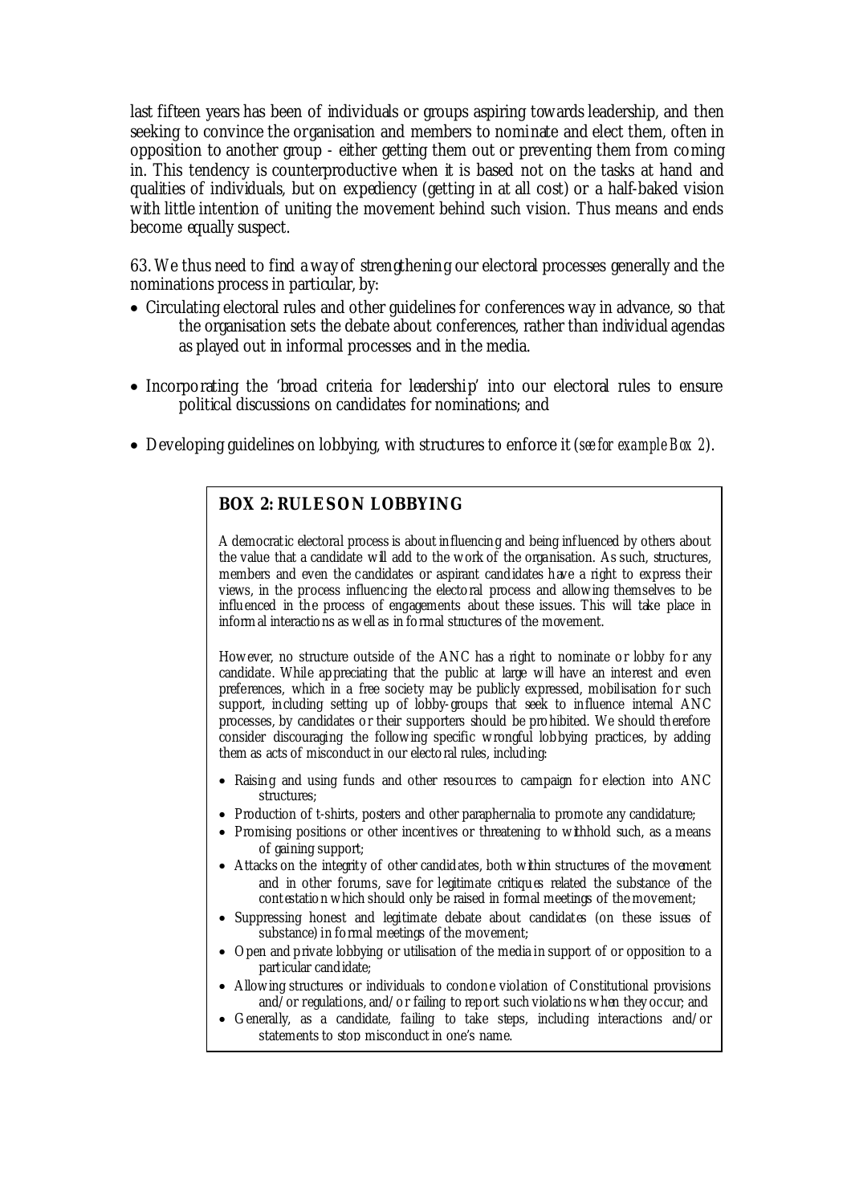last fifteen years has been of individuals or groups aspiring towards leadership, and then seeking to convince the organisation and members to nominate and elect them, often in opposition to another group - either getting them out or preventing them from coming in. This tendency is counterproductive when it is based not on the tasks at hand and qualities of individuals, but on expediency (getting in at all cost) or a half-baked vision with little intention of uniting the movement behind such vision. Thus means and ends become equally suspect.

63. We thus need to find a way of strengthening our electoral processes generally and the nominations process in particular, by:

- Circulating electoral rules and other guidelines for conferences way in advance, so that the organisation sets the debate about conferences, rather than individual agendas as played out in informal processes and in the media.
- Incorporating the 'broad criteria for leadership' into our electoral rules to ensure political discussions on candidates for nominations; and
- Developing guidelines on lobbying, with structures to enforce it (*see for example Box 2*).

**BOX 2: RULES ON LOBBYING**

A democratic electoral process is about influencing and being influenced by others about the value that a candidate will add to the work of the organisation. As such, structures, members and even the candidates or aspirant candidates have a right to express their views, in the process influencing the electoral process and allowing themselves to be influenced in the process of engagements about these issues. This will take place in informal interactions as well as in formal structures of the movement.

However, no structure outside of the ANC has a right to nominate or lobby for any candidate. While appreciating that the public at large will have an interest and even preferences, which in a free society may be publicly expressed, mobilisation for such support, including setting up of lobby-groups that seek to influence internal ANC processes, by candidates or their supporters should be prohibited. We should therefore consider discouraging the following specific wrongful lobbying practices, by adding them as acts of misconduct in our electoral rules, including:

- Raising and using funds and other resources to campaign for election into ANC structures;
- Production of t-shirts, posters and other paraphernalia to promote any candidature;
- Promising positions or other incentives or threatening to withhold such, as a means of gaining support;
- Attacks on the integrity of other candidates, both within structures of the movement and in other forums, save for legitimate critiques related the substance of the contestation which should only be raised in formal meetings of the movement;
- Suppressing honest and legitimate debate about candidates (on these issues of substance) in formal meetings of the movement;
- Open and private lobbying or utilisation of the media in support of or opposition to a particular candidate;
- Allowing structures or individuals to condone violation of Constitutional provisions and/or regulations, and/or failing to report such violations when they occur; and
- Generally, as a candidate, failing to take steps, including interactions and/or statements to stop misconduct in one's name.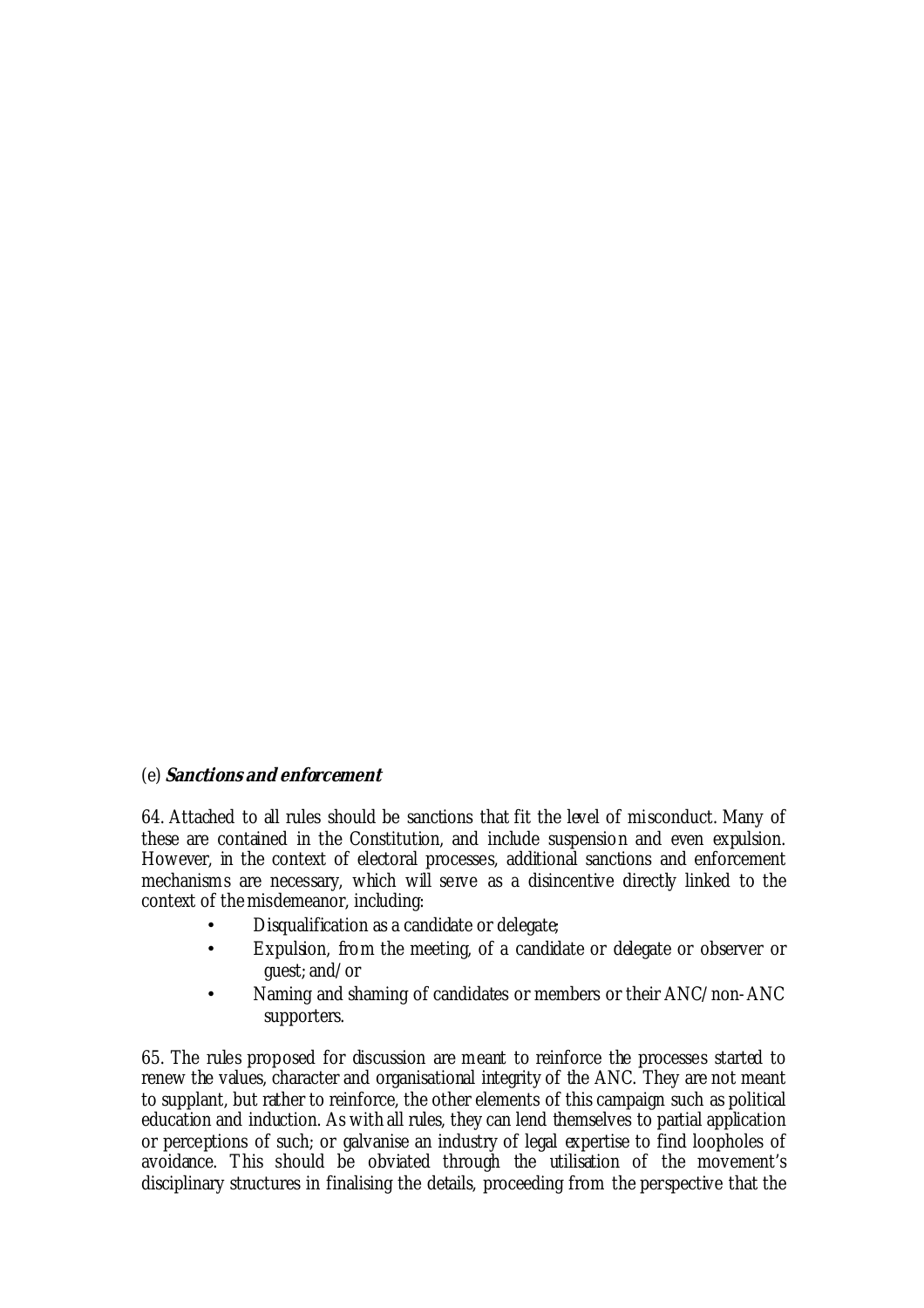(e) ***Sanctions and enforcement***

64. Attached to all rules should be sanctions that fit the level of misconduct. Many of these are contained in the Constitution, and include suspension and even expulsion. However, in the context of electoral processes, additional sanctions and enforcement mechanisms are necessary, which will serve as a disincentive directly linked to the context of the misdemeanor, including:

- Disqualification as a candidate or delegate;
- Expulsion, from the meeting, of a candidate or delegate or observer or guest; and/or
- Naming and shaming of candidates or members or their ANC/non-ANC supporters.

65. The rules proposed for discussion are meant to reinforce the processes started to renew the values, character and organisational integrity of the ANC. They are not meant to supplant, but rather to reinforce, the other elements of this campaign such as political education and induction. As with all rules, they can lend themselves to partial application or perceptions of such; or galvanise an industry of legal expertise to find loopholes of avoidance. This should be obviated through the utilisation of the movement's disciplinary structures in finalising the details, proceeding from the perspective that the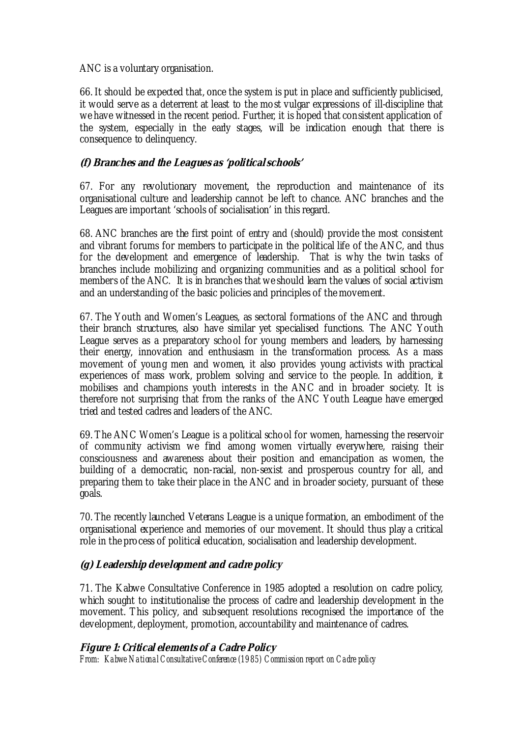ANC is a voluntary organisation.

66. It should be expected that, once the system is put in place and sufficiently publicised, it would serve as a deterrent at least to the most vulgar expressions of ill-discipline that we have witnessed in the recent period. Further, it is hoped that consistent application of the system, especially in the early stages, will be indication enough that there is consequence to delinquency.

### (f) Branches and the Leagues as 'political schools'

67. For any revolutionary movement, the reproduction and maintenance of its organisational culture and leadership cannot be left to chance. ANC branches and the Leagues are important 'schools of socialisation' in this regard.

68. ANC branches are the first point of entry and (should) provide the most consistent and vibrant forums for members to participate in the political life of the ANC, and thus for the development and emergence of leadership. That is why the twin tasks of branches include mobilizing and organizing communities and as a political school for members of the ANC. It is in branches that we should learn the values of social activism and an understanding of the basic policies and principles of the movement.

67. The Youth and Women's Leagues, as sectoral formations of the ANC and through their branch structures, also have similar yet specialised functions. The ANC Youth League serves as a preparatory school for young members and leaders, by harnessing their energy, innovation and enthusiasm in the transformation process. As a mass movement of young men and women, it also provides young activists with practical experiences of mass work, problem solving and service to the people. In addition, it mobilises and champions youth interests in the ANC and in broader society. It is therefore not surprising that from the ranks of the ANC Youth League have emerged tried and tested cadres and leaders of the ANC.

69. The ANC Women's League is a political school for women, harnessing the reservoir of community activism we find among women virtually everywhere, raising their consciousness and awareness about their position and emancipation as women, the building of a democratic, non-racial, non-sexist and prosperous country for all, and preparing them to take their place in the ANC and in broader society, pursuant of these goals.

70. The recently launched Veterans League is a unique formation, an embodiment of the organisational experience and memories of our movement. It should thus play a critical role in the process of political education, socialisation and leadership development.

### (g) Leadership development and cadre policy

71. The Kabwe Consultative Conference in 1985 adopted a resolution on cadre policy, which sought to institutionalise the process of cadre and leadership development in the movement. This policy, and subsequent resolutions recognised the importance of the development, deployment, promotion, accountability and maintenance of cadres.

**Figure 1: Critical elements of a Cadre Policy**

*From: Kabwe National Consultative Conference (1985) Commission report on Cadre policy*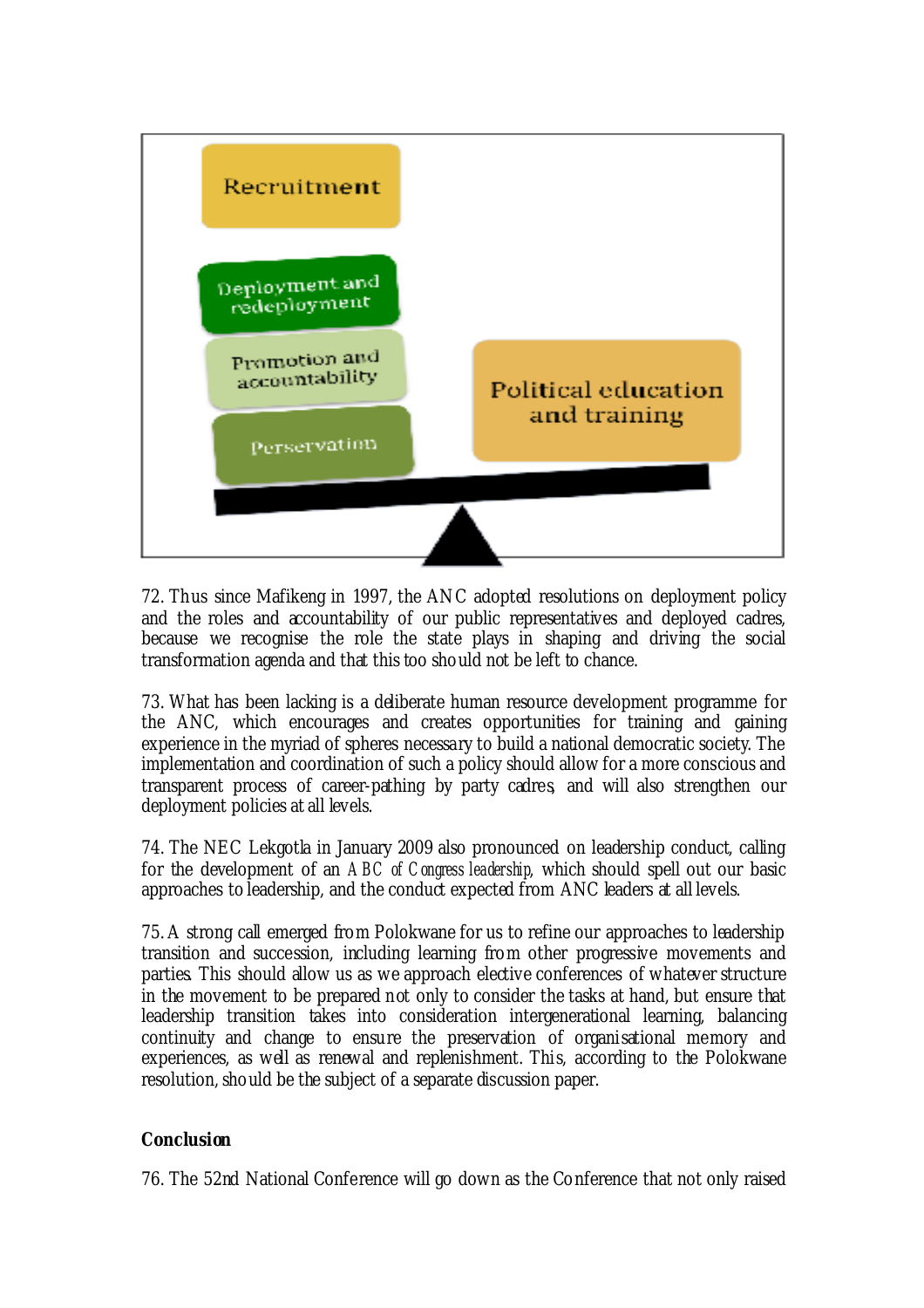Recruitment

Deployment and redeployment

Promotion and accountability

Perservation

Political education and training

72. Thus since Mafikeng in 1997, the ANC adopted resolutions on deployment policy and the roles and accountability of our public representatives and deployed cadres, because we recognise the role the state plays in shaping and driving the social transformation agenda and that this too should not be left to chance.

73. What has been lacking is a deliberate human resource development programme for the ANC, which encourages and creates opportunities for training and gaining experience in the myriad of spheres necessary to build a national democratic society. The implementation and coordination of such a policy should allow for a more conscious and transparent process of career-pathing by party cadres, and will also strengthen our deployment policies at all levels.

74. The NEC Lekgotla in January 2009 also pronounced on leadership conduct, calling for the development of an *ABC of Congress leadership*, which should spell out our basic approaches to leadership, and the conduct expected from ANC leaders at all levels.

75. A strong call emerged from Polokwane for us to refine our approaches to leadership transition and succession, including learning from other progressive movements and parties. This should allow us as we approach elective conferences of whatever structure in the movement to be prepared not only to consider the tasks at hand, but ensure that leadership transition takes into consideration intergenerational learning, balancing continuity and change to ensure the preservation of organisational memory and experiences, as well as renewal and replenishment. This, according to the Polokwane resolution, should be the subject of a separate discussion paper.

**Conclusion**

76. The 52nd National Conference will go down as the Conference that not only raised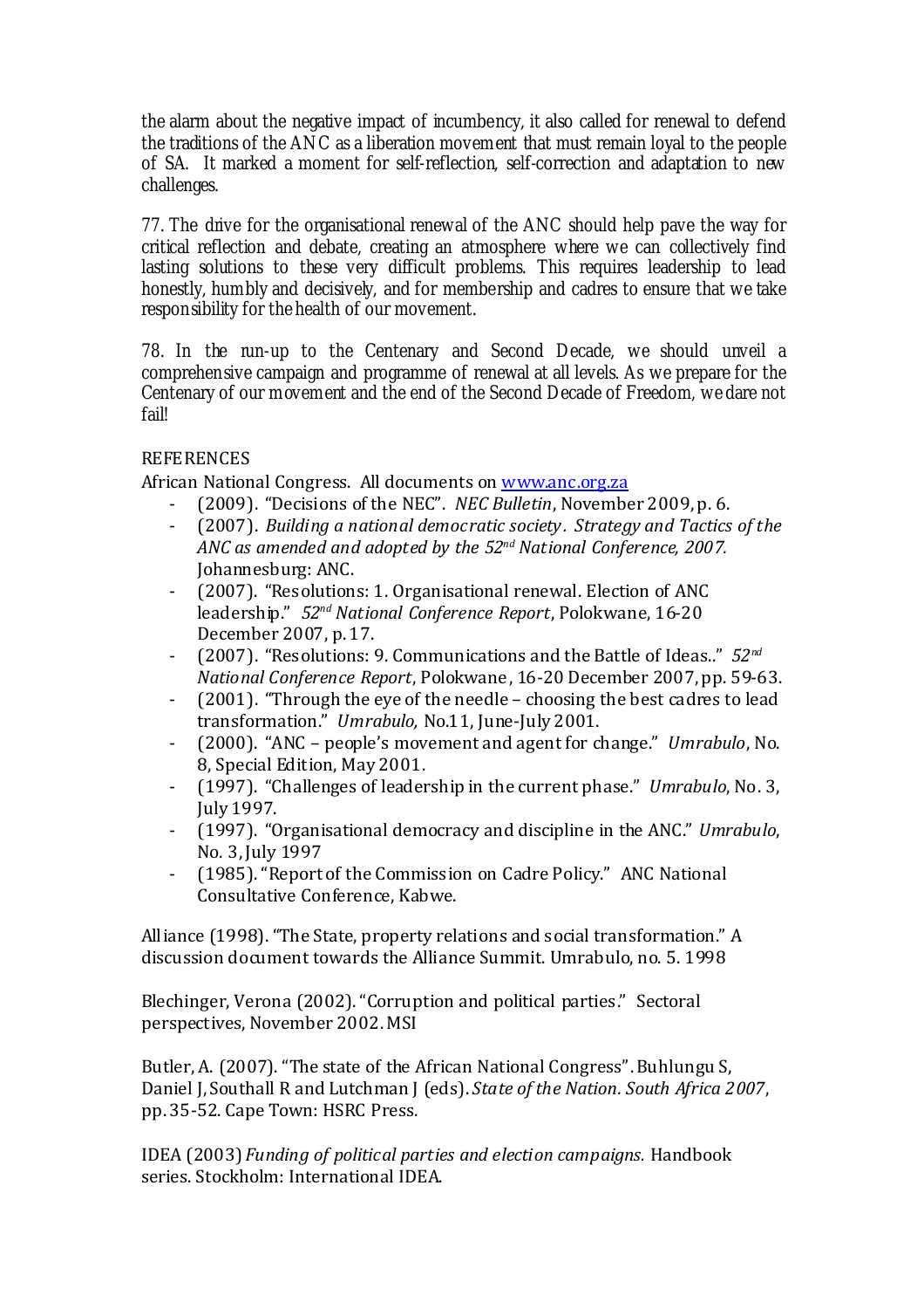the alarm about the negative impact of incumbency, it also called for renewal to defend the traditions of the ANC as a liberation movement that must remain loyal to the people of SA. It marked a moment for self-reflection, self-correction and adaptation to new challenges.

77. The drive for the organisational renewal of the ANC should help pave the way for critical reflection and debate, creating an atmosphere where we can collectively find lasting solutions to these very difficult problems. This requires leadership to lead honestly, humbly and decisively, and for membership and cadres to ensure that we take responsibility for the health of our movement.

78. In the run-up to the Centenary and Second Decade, we should unveil a comprehensive campaign and programme of renewal at all levels. As we prepare for the Centenary of our movement and the end of the Second Decade of Freedom, we dare not fail!

REFERENCES

African National Congress. All documents on [www.anc.org.za](http://www.anc.org.za)

- (2009). "Decisions of the NEC". *NEC Bulletin*, November 2009, p. 6.
- (2007). *Building a national democratic society. Strategy and Tactics of the ANC as amended and adopted by the 52nd National Conference, 2007.* Johannesburg: ANC.
- (2007). "Resolutions: 1. Organisational renewal. Election of ANC leadership." *52nd National Conference Report*, Polokwane, 16-20 December 2007, p. 17.
- (2007). "Resolutions: 9. Communications and the Battle of Ideas.." *52nd National Conference Report*, Polokwane, 16-20 December 2007, pp. 59-63.
- (2001). "Through the eye of the needle – choosing the best cadres to lead transformation." *Umrabulo,* No.11, June-July 2001.
- (2000). "ANC – people's movement and agent for change." *Umrabulo*, No. 8, Special Edition, May 2001.
- (1997). "Challenges of leadership in the current phase." *Umrabulo*, No. 3, July 1997.
- (1997). "Organisational democracy and discipline in the ANC." *Umrabulo*, No. 3, July 1997
- (1985). "Report of the Commission on Cadre Policy." ANC National Consultative Conference, Kabwe.

Alliance (1998). "The State, property relations and social transformation." A discussion document towards the Alliance Summit. Umrabulo, no. 5. 1998

Blechinger, Verona (2002). "Corruption and political parties." Sectoral perspectives, November 2002. MSI

Butler, A. (2007). "The state of the African National Congress". Buhlungu S, Daniel J, Southall R and Lutchman J (eds). *State of the Nation. South Africa 2007*, pp. 35-52. Cape Town: HSRC Press.

IDEA (2003) *Funding of political parties and election campaigns.* Handbook series. Stockholm: International IDEA.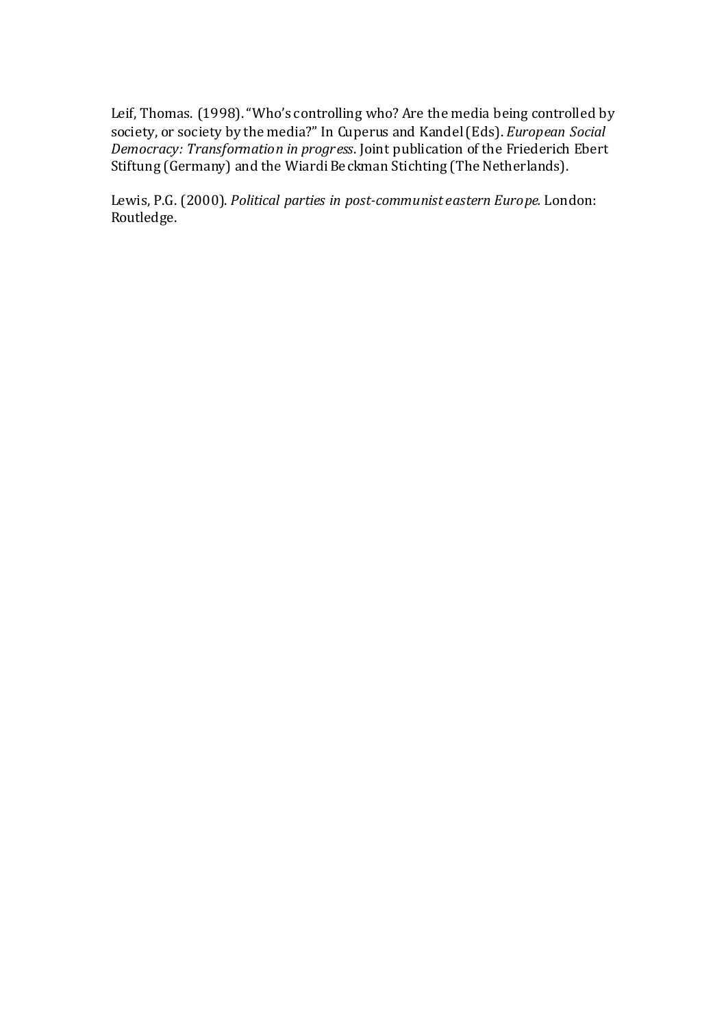Leif, Thomas. (1998). "Who's controlling who? Are the media being controlled by society, or society by the media?" In Cuperus and Kandel (Eds). *European Social Democracy: Transformation in progress*. Joint publication of the Friederich Ebert Stiftung (Germany) and the Wiardi Beckman Stichting (The Netherlands).

Lewis, P.G. (2000). *Political parties in post-communist eastern Europe.* London: Routledge.